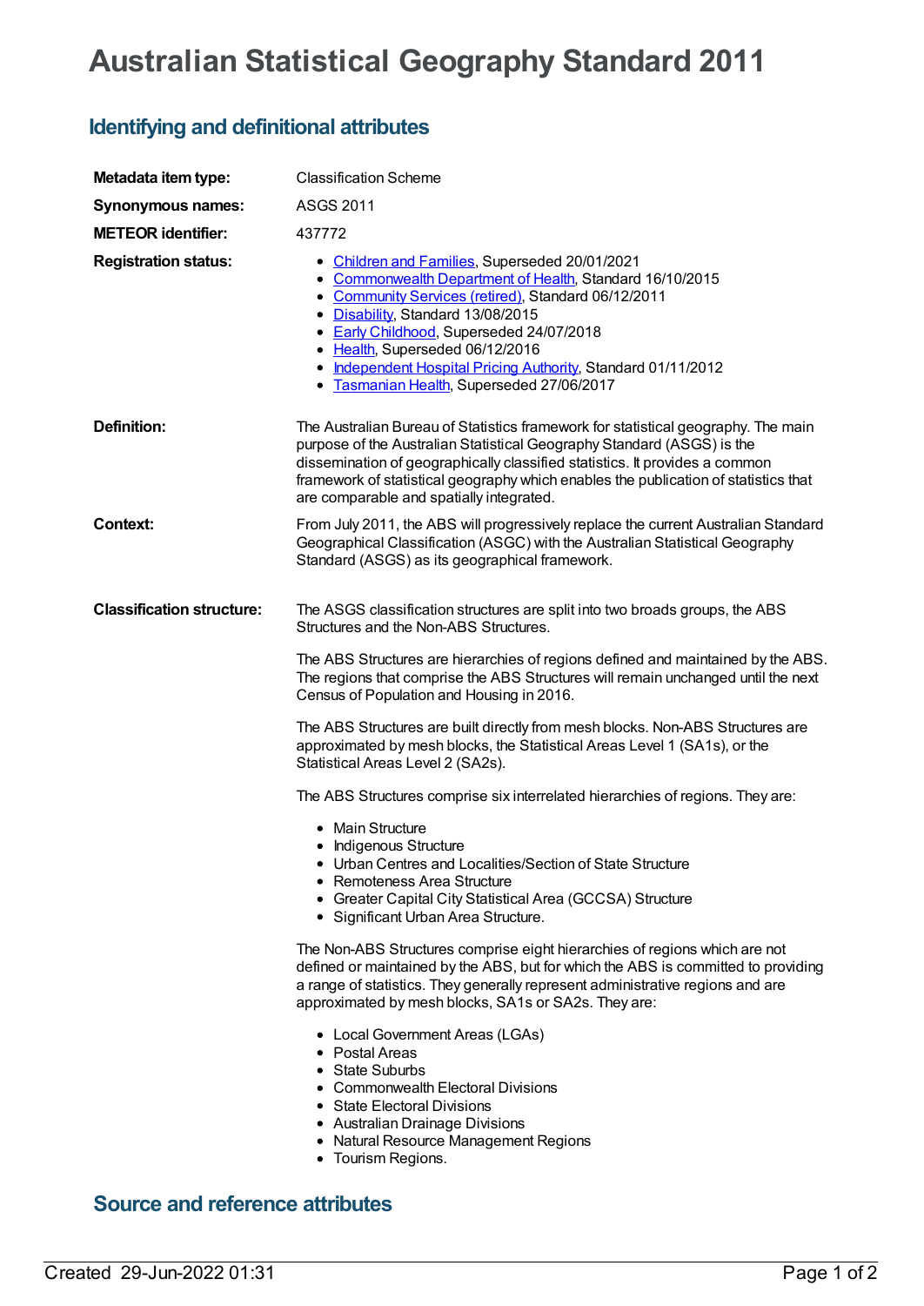# Australian Statistical Geography Standard 2011

## Identifying and definitional attributes

**Metadata item type:** Classification Scheme

**Synonymous names:** ASGS 2011

**METEOR identifier:** 437772

**Registration status:**

- Children and Families, Superseded 20/01/2021
- Commonwealth Department of Health, Standard 16/10/2015
- Community Services (retired), Standard 06/12/2011
- Disability, Standard 13/08/2015
- Early Childhood, Superseded 24/07/2018
- Health, Superseded 06/12/2016
- Independent Hospital Pricing Authority, Standard 01/11/2012
- Tasmanian Health, Superseded 27/06/2017

**Definition:** The Australian Bureau of Statistics framework for statistical geography. The main purpose of the Australian Statistical Geography Standard (ASGS) is the dissemination of geographically classified statistics. It provides a common framework of statistical geography which enables the publication of statistics that are comparable and spatially integrated.

**Context:** From July 2011, the ABS will progressively replace the current Australian Standard Geographical Classification (ASGC) with the Australian Statistical Geography Standard (ASGS) as its geographical framework.

**Classification structure:** The ASGS classification structures are split into two broads groups, the ABS Structures and the Non-ABS Structures.

The ABS Structures are hierarchies of regions defined and maintained by the ABS. The regions that comprise the ABS Structures will remain unchanged until the next Census of Population and Housing in 2016.

The ABS Structures are built directly from mesh blocks. Non-ABS Structures are approximated by mesh blocks, the Statistical Areas Level 1 (SA1s), or the Statistical Areas Level 2 (SA2s).

The ABS Structures comprise six interrelated hierarchies of regions. They are:

- Main Structure
- Indigenous Structure
- Urban Centres and Localities/Section of State Structure
- Remoteness Area Structure
- Greater Capital City Statistical Area (GCCSA) Structure
- Significant Urban Area Structure.

The Non-ABS Structures comprise eight hierarchies of regions which are not defined or maintained by the ABS, but for which the ABS is committed to providing a range of statistics. They generally represent administrative regions and are approximated by mesh blocks, SA1s or SA2s. They are:

- Local Government Areas (LGAs)
- Postal Areas
- State Suburbs
- Commonwealth Electoral Divisions
- State Electoral Divisions
- Australian Drainage Divisions
- Natural Resource Management Regions
- Tourism Regions.

## Source and reference attributes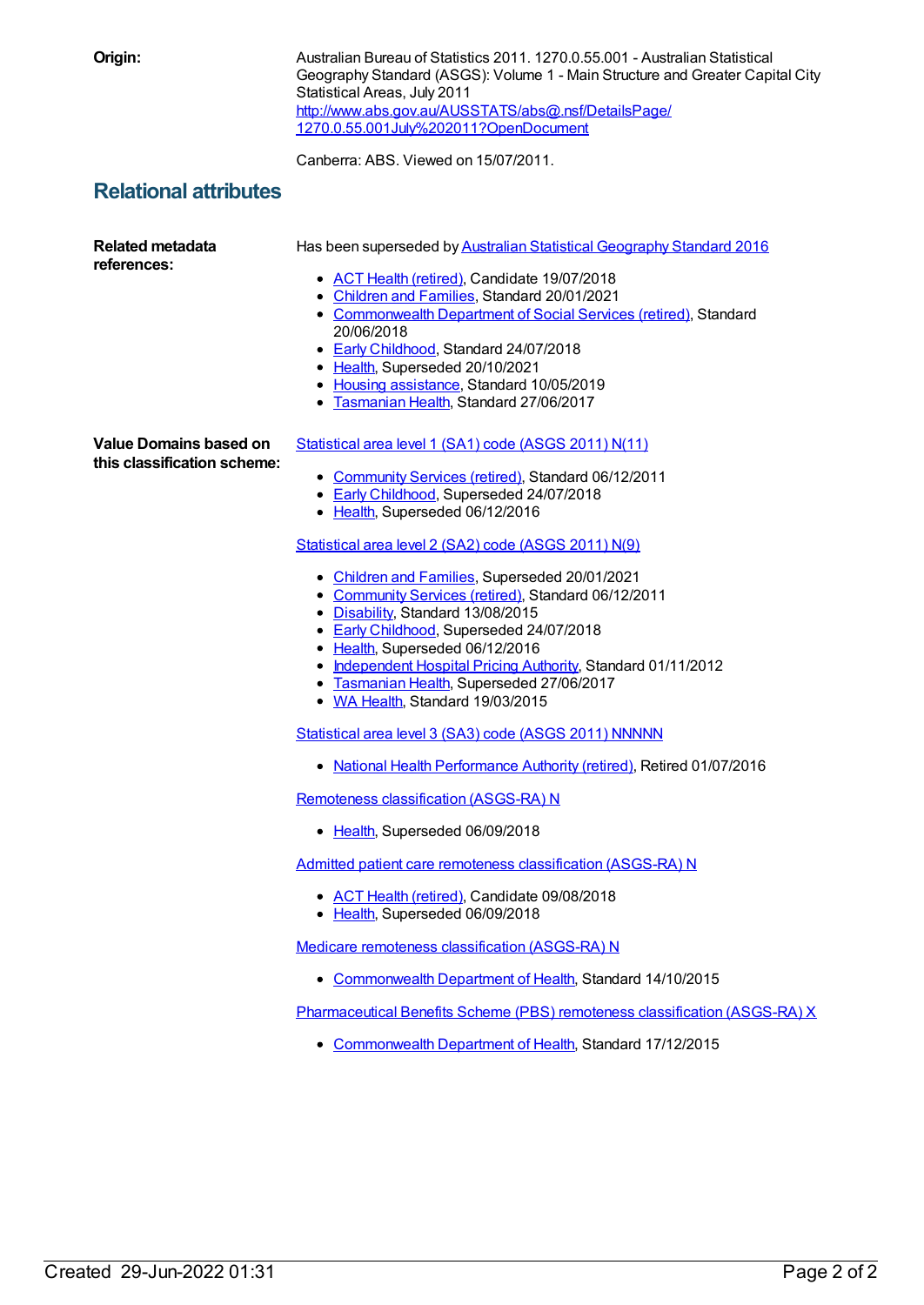**Origin:** Australian Bureau of Statistics 2011. 1270.0.55.001 - Australian Statistical Geography Standard (ASGS): Volume 1 - Main Structure and Greater Capital City Statistical Areas, July 2011
http://www.abs.gov.au/AUSSTATS/abs@.nsf/DetailsPage/1270.0.55.001July%202011?OpenDocument

Canberra: ABS. Viewed on 15/07/2011.

## Relational attributes

**Related metadata references:**

Has been superseded by Australian Statistical Geography Standard 2016

- ACT Health (retired), Candidate 19/07/2018
- Children and Families, Standard 20/01/2021
- Commonwealth Department of Social Services (retired), Standard 20/06/2018
- Early Childhood, Standard 24/07/2018
- Health, Superseded 20/10/2021
- Housing assistance, Standard 10/05/2019
- Tasmanian Health, Standard 27/06/2017

**Value Domains based on this classification scheme:**

Statistical area level 1 (SA1) code (ASGS 2011) N(11)

- Community Services (retired), Standard 06/12/2011
- Early Childhood, Superseded 24/07/2018
- Health, Superseded 06/12/2016

Statistical area level 2 (SA2) code (ASGS 2011) N(9)

- Children and Families, Superseded 20/01/2021
- Community Services (retired), Standard 06/12/2011
- Disability, Standard 13/08/2015
- Early Childhood, Superseded 24/07/2018
- Health, Superseded 06/12/2016
- Independent Hospital Pricing Authority, Standard 01/11/2012
- Tasmanian Health, Superseded 27/06/2017
- WA Health, Standard 19/03/2015

Statistical area level 3 (SA3) code (ASGS 2011) NNNNN

- National Health Performance Authority (retired), Retired 01/07/2016

Remoteness classification (ASGS-RA) N

- Health, Superseded 06/09/2018

Admitted patient care remoteness classification (ASGS-RA) N

- ACT Health (retired), Candidate 09/08/2018
- Health, Superseded 06/09/2018

Medicare remoteness classification (ASGS-RA) N

- Commonwealth Department of Health, Standard 14/10/2015

Pharmaceutical Benefits Scheme (PBS) remoteness classification (ASGS-RA) X

- Commonwealth Department of Health, Standard 17/12/2015